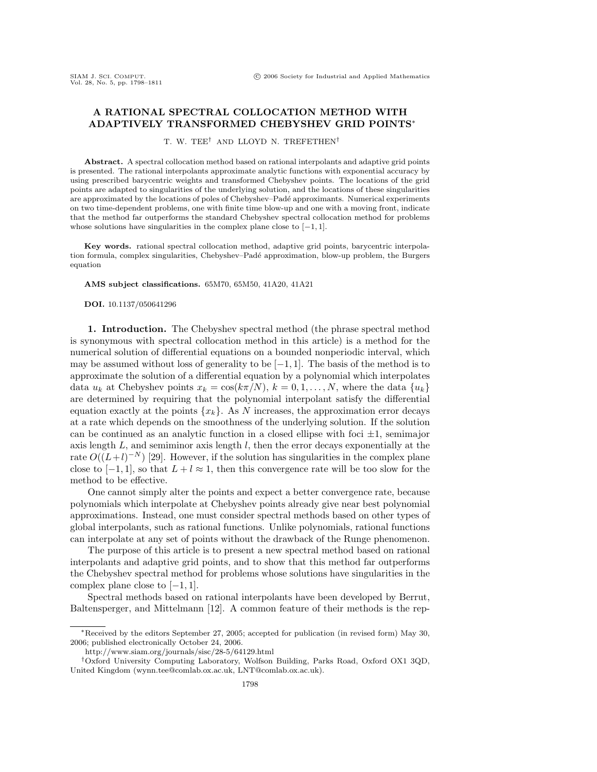# A RATIONAL SPECTRAL COLLOCATION METHOD WITH ADAPTIVELY TRANSFORMED CHEBYSHEV GRID POINTS*

T. W. TEE[†] AND LLOYD N. TREFETHEN[†]

**Abstract.** A spectral collocation method based on rational interpolants and adaptive grid points is presented. The rational interpolants approximate analytic functions with exponential accuracy by using prescribed barycentric weights and transformed Chebyshev points. The locations of the grid points are adapted to singularities of the underlying solution, and the locations of these singularities are approximated by the locations of poles of Chebyshev–Padé approximants. Numerical experiments on two time-dependent problems, one with finite time blow-up and one with a moving front, indicate that the method far outperforms the standard Chebyshev spectral collocation method for problems whose solutions have singularities in the complex plane close to $[-1, 1]$.

**Key words.** rational spectral collocation method, adaptive grid points, barycentric interpolation formula, complex singularities, Chebyshev–Padé approximation, blow-up problem, the Burgers equation

**AMS subject classifications.** 65M70, 65M50, 41A20, 41A21

**DOI.** 10.1137/050641296

## 1. Introduction.

The Chebyshev spectral method (the phrase spectral method is synonymous with spectral collocation method in this article) is a method for the numerical solution of differential equations on a bounded nonperiodic interval, which may be assumed without loss of generality to be $[-1, 1]$. The basis of the method is to approximate the solution of a differential equation by a polynomial which interpolates data $u_k$ at Chebyshev points $x_k = \cos(k\pi/N)$, $k = 0, 1, \ldots, N$, where the data $\{u_k\}$ are determined by requiring that the polynomial interpolant satisfy the differential equation exactly at the points $\{x_k\}$. As $N$ increases, the approximation error decays at a rate which depends on the smoothness of the underlying solution. If the solution can be continued as an analytic function in a closed ellipse with foci $\pm 1$, semimajor axis length $L$, and semiminor axis length $l$, then the error decays exponentially at the rate $O((L+l)^{-N})$ [29]. However, if the solution has singularities in the complex plane close to $[-1, 1]$, so that $L + l \approx 1$, then this convergence rate will be too slow for the method to be effective.

One cannot simply alter the points and expect a better convergence rate, because polynomials which interpolate at Chebyshev points already give near best polynomial approximations. Instead, one must consider spectral methods based on other types of global interpolants, such as rational functions. Unlike polynomials, rational functions can interpolate at any set of points without the drawback of the Runge phenomenon.

The purpose of this article is to present a new spectral method based on rational interpolants and adaptive grid points, and to show that this method far outperforms the Chebyshev spectral method for problems whose solutions have singularities in the complex plane close to $[-1, 1]$.

Spectral methods based on rational interpolants have been developed by Berrut, Baltensperger, and Mittelmann [12]. A common feature of their methods is the rep-

---

*Received by the editors September 27, 2005; accepted for publication (in revised form) May 30, 2006; published electronically October 24, 2006.

http://www.siam.org/journals/sisc/28-5/64129.html

[†]Oxford University Computing Laboratory, Wolfson Building, Parks Road, Oxford OX1 3QD, United Kingdom (wynn.tee@comlab.ox.ac.uk, LNT@comlab.ox.ac.uk).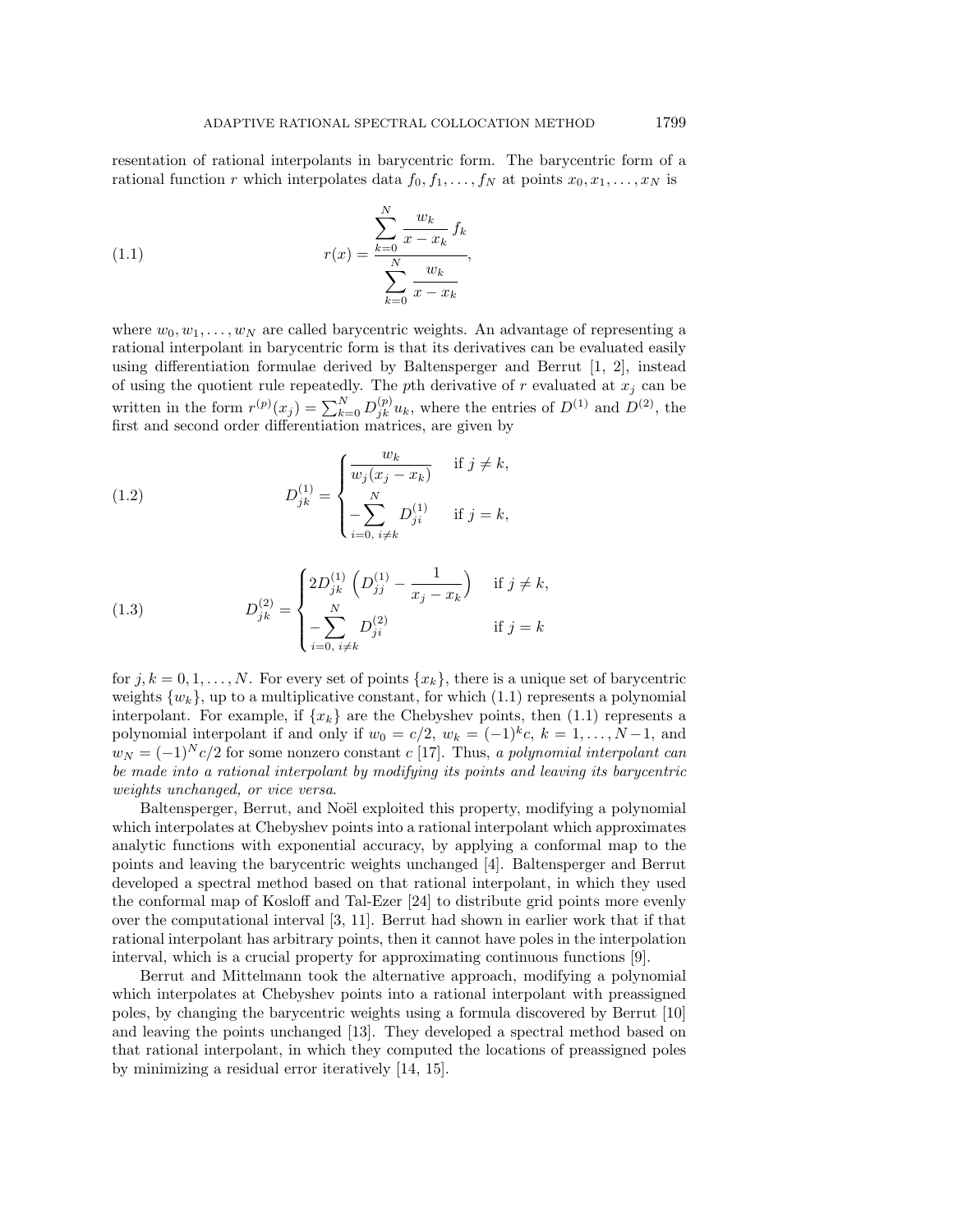resentation of rational interpolants in barycentric form. The barycentric form of a rational function $r$ which interpolates data $f_0, f_1, \ldots, f_N$ at points $x_0, x_1, \ldots, x_N$ is

$$r(x) = \frac{\displaystyle\sum_{k=0}^{N} \frac{w_k}{x - x_k} f_k}{\displaystyle\sum_{k=0}^{N} \frac{w_k}{x - x_k}}, \tag{1.1}$$

where $w_0, w_1, \ldots, w_N$ are called barycentric weights. An advantage of representing a rational interpolant in barycentric form is that its derivatives can be evaluated easily using differentiation formulae derived by Baltensperger and Berrut [1, 2], instead of using the quotient rule repeatedly. The $p$th derivative of $r$ evaluated at $x_j$ can be written in the form $r^{(p)}(x_j) = \sum_{k=0}^{N} D_{jk}^{(p)} u_k$, where the entries of $D^{(1)}$ and $D^{(2)}$, the first and second order differentiation matrices, are given by

$$D_{jk}^{(1)} = \begin{cases} \dfrac{w_k}{w_j(x_j - x_k)} & \text{if } j \neq k, \\ -\displaystyle\sum_{i=0,\, i\neq k}^{N} D_{ji}^{(1)} & \text{if } j = k, \end{cases} \tag{1.2}$$

$$D_{jk}^{(2)} = \begin{cases} 2D_{jk}^{(1)} \left( D_{jj}^{(1)} - \dfrac{1}{x_j - x_k} \right) & \text{if } j \neq k, \\ -\displaystyle\sum_{i=0,\, i\neq k}^{N} D_{ji}^{(2)} & \text{if } j = k \end{cases} \tag{1.3}$$

for $j, k = 0, 1, \ldots, N$. For every set of points $\{x_k\}$, there is a unique set of barycentric weights $\{w_k\}$, up to a multiplicative constant, for which (1.1) represents a polynomial interpolant. For example, if $\{x_k\}$ are the Chebyshev points, then (1.1) represents a polynomial interpolant if and only if $w_0 = c/2$, $w_k = (-1)^k c$, $k = 1, \ldots, N-1$, and $w_N = (-1)^N c/2$ for some nonzero constant $c$ [17]. Thus, *a polynomial interpolant can be made into a rational interpolant by modifying its points and leaving its barycentric weights unchanged, or vice versa*.

Baltensperger, Berrut, and Noël exploited this property, modifying a polynomial which interpolates at Chebyshev points into a rational interpolant which approximates analytic functions with exponential accuracy, by applying a conformal map to the points and leaving the barycentric weights unchanged [4]. Baltensperger and Berrut developed a spectral method based on that rational interpolant, in which they used the conformal map of Kosloff and Tal-Ezer [24] to distribute grid points more evenly over the computational interval [3, 11]. Berrut had shown in earlier work that if that rational interpolant has arbitrary points, then it cannot have poles in the interpolation interval, which is a crucial property for approximating continuous functions [9].

Berrut and Mittelmann took the alternative approach, modifying a polynomial which interpolates at Chebyshev points into a rational interpolant with preassigned poles, by changing the barycentric weights using a formula discovered by Berrut [10] and leaving the points unchanged [13]. They developed a spectral method based on that rational interpolant, in which they computed the locations of preassigned poles by minimizing a residual error iteratively [14, 15].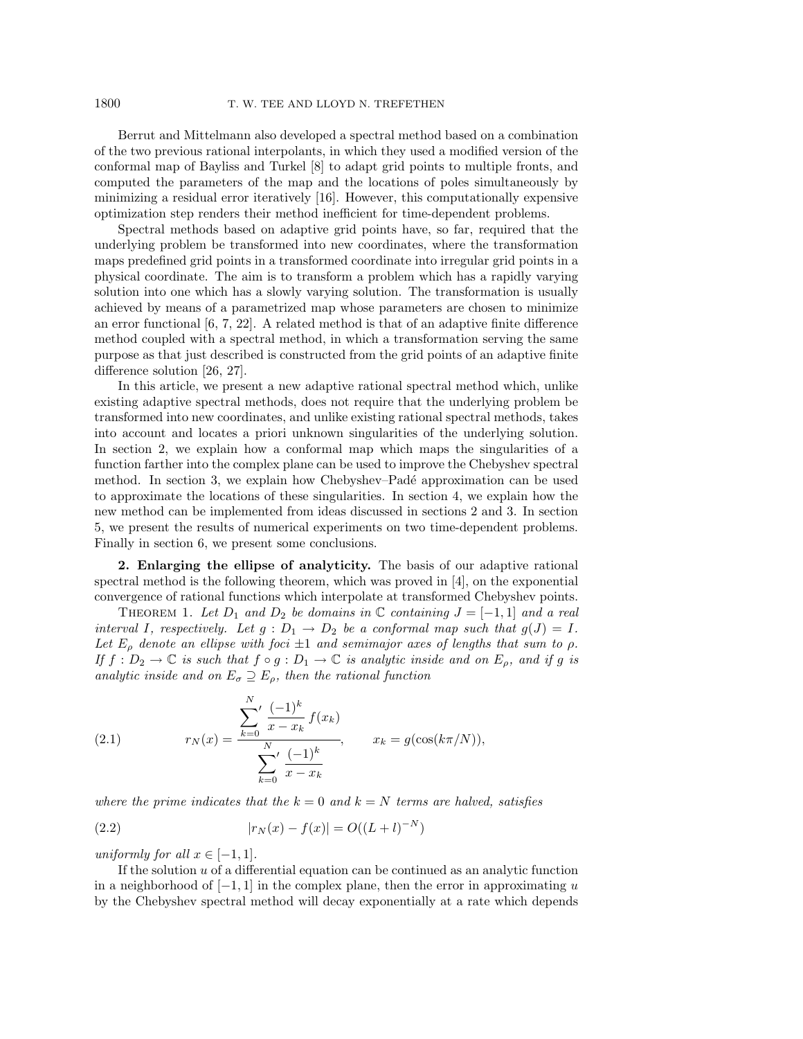Berrut and Mittelmann also developed a spectral method based on a combination of the two previous rational interpolants, in which they used a modified version of the conformal map of Bayliss and Turkel [8] to adapt grid points to multiple fronts, and computed the parameters of the map and the locations of poles simultaneously by minimizing a residual error iteratively [16]. However, this computationally expensive optimization step renders their method inefficient for time-dependent problems.

Spectral methods based on adaptive grid points have, so far, required that the underlying problem be transformed into new coordinates, where the transformation maps predefined grid points in a transformed coordinate into irregular grid points in a physical coordinate. The aim is to transform a problem which has a rapidly varying solution into one which has a slowly varying solution. The transformation is usually achieved by means of a parametrized map whose parameters are chosen to minimize an error functional [6, 7, 22]. A related method is that of an adaptive finite difference method coupled with a spectral method, in which a transformation serving the same purpose as that just described is constructed from the grid points of an adaptive finite difference solution [26, 27].

In this article, we present a new adaptive rational spectral method which, unlike existing adaptive spectral methods, does not require that the underlying problem be transformed into new coordinates, and unlike existing rational spectral methods, takes into account and locates a priori unknown singularities of the underlying solution. In section 2, we explain how a conformal map which maps the singularities of a function farther into the complex plane can be used to improve the Chebyshev spectral method. In section 3, we explain how Chebyshev–Padé approximation can be used to approximate the locations of these singularities. In section 4, we explain how the new method can be implemented from ideas discussed in sections 2 and 3. In section 5, we present the results of numerical experiments on two time-dependent problems. Finally in section 6, we present some conclusions.

## 2. Enlarging the ellipse of analyticity.

The basis of our adaptive rational spectral method is the following theorem, which was proved in [4], on the exponential convergence of rational functions which interpolate at transformed Chebyshev points.

THEOREM 1. *Let $D_1$ and $D_2$ be domains in $\mathbb{C}$ containing $J = [-1, 1]$ and a real interval $I$, respectively. Let $g : D_1 \to D_2$ be a conformal map such that $g(J) = I$. Let $E_\rho$ denote an ellipse with foci $\pm 1$ and semimajor axes of lengths that sum to $\rho$. If $f : D_2 \to \mathbb{C}$ is such that $f \circ g : D_1 \to \mathbb{C}$ is analytic inside and on $E_\rho$, and if $g$ is analytic inside and on $E_\sigma \supseteq E_\rho$, then the rational function*

$$r_N(x) = \frac{\displaystyle\sum_{k=0}^{N}{}' \frac{(-1)^k}{x - x_k} f(x_k)}{\displaystyle\sum_{k=0}^{N}{}' \frac{(-1)^k}{x - x_k}}, \qquad x_k = g(\cos(k\pi/N)), \tag{2.1}$$

*where the prime indicates that the $k = 0$ and $k = N$ terms are halved, satisfies*

$$|r_N(x) - f(x)| = O((L + l)^{-N}) \tag{2.2}$$

*uniformly for all $x \in [-1, 1]$.*

If the solution $u$ of a differential equation can be continued as an analytic function in a neighborhood of $[-1, 1]$ in the complex plane, then the error in approximating $u$ by the Chebyshev spectral method will decay exponentially at a rate which depends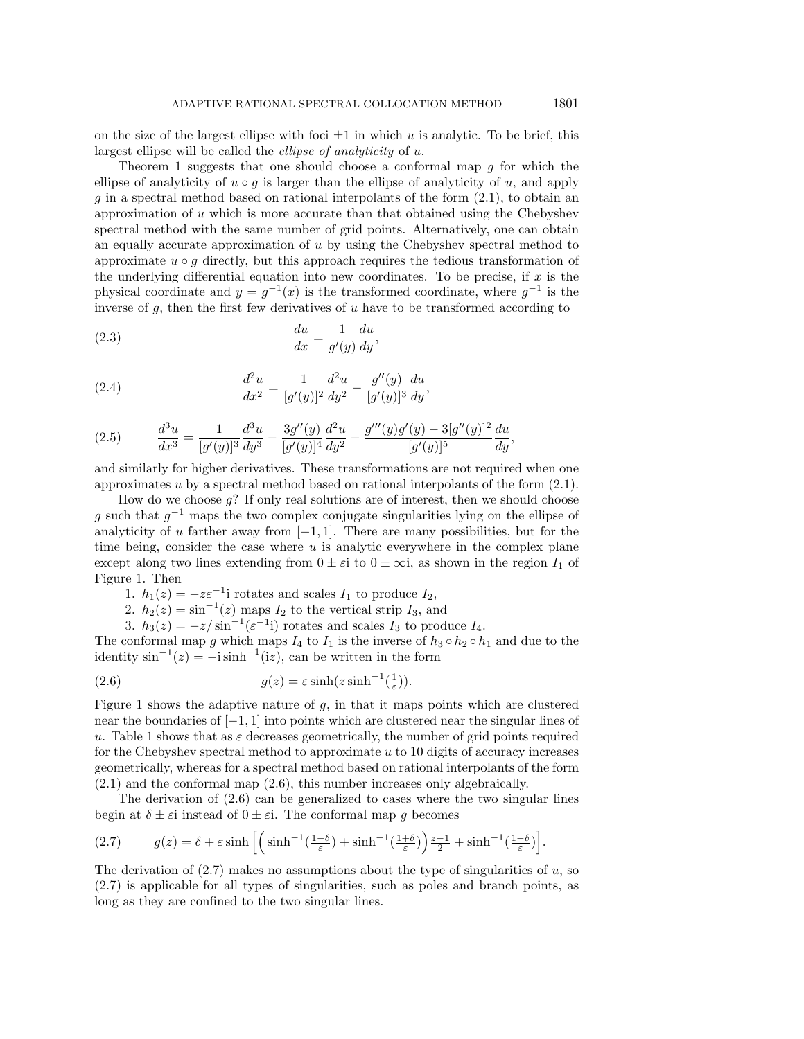on the size of the largest ellipse with foci $\pm 1$ in which $u$ is analytic. To be brief, this largest ellipse will be called the *ellipse of analyticity* of $u$.

Theorem 1 suggests that one should choose a conformal map $g$ for which the ellipse of analyticity of $u \circ g$ is larger than the ellipse of analyticity of $u$, and apply $g$ in a spectral method based on rational interpolants of the form (2.1), to obtain an approximation of $u$ which is more accurate than that obtained using the Chebyshev spectral method with the same number of grid points. Alternatively, one can obtain an equally accurate approximation of $u$ by using the Chebyshev spectral method to approximate $u \circ g$ directly, but this approach requires the tedious transformation of the underlying differential equation into new coordinates. To be precise, if $x$ is the physical coordinate and $y = g^{-1}(x)$ is the transformed coordinate, where $g^{-1}$ is the inverse of $g$, then the first few derivatives of $u$ have to be transformed according to

$$\frac{du}{dx} = \frac{1}{g'(y)} \frac{du}{dy}, \tag{2.3}$$

$$\frac{d^2u}{dx^2} = \frac{1}{[g'(y)]^2} \frac{d^2u}{dy^2} - \frac{g''(y)}{[g'(y)]^3} \frac{du}{dy}, \tag{2.4}$$

$$\frac{d^3u}{dx^3} = \frac{1}{[g'(y)]^3} \frac{d^3u}{dy^3} - \frac{3g''(y)}{[g'(y)]^4} \frac{d^2u}{dy^2} - \frac{g'''(y)g'(y) - 3[g''(y)]^2}{[g'(y)]^5} \frac{du}{dy}, \tag{2.5}$$

and similarly for higher derivatives. These transformations are not required when one approximates $u$ by a spectral method based on rational interpolants of the form (2.1).

How do we choose $g$? If only real solutions are of interest, then we should choose $g$ such that $g^{-1}$ maps the two complex conjugate singularities lying on the ellipse of analyticity of $u$ farther away from $[-1, 1]$. There are many possibilities, but for the time being, consider the case where $u$ is analytic everywhere in the complex plane except along two lines extending from $0 \pm \varepsilon\mathrm{i}$ to $0 \pm \infty\mathrm{i}$, as shown in the region $I_1$ of Figure 1. Then

1. $h_1(z) = -z\varepsilon^{-1}\mathrm{i}$ rotates and scales $I_1$ to produce $I_2$,
2. $h_2(z) = \sin^{-1}(z)$ maps $I_2$ to the vertical strip $I_3$, and
3. $h_3(z) = -z/\sin^{-1}(\varepsilon^{-1}\mathrm{i})$ rotates and scales $I_3$ to produce $I_4$.

The conformal map $g$ which maps $I_4$ to $I_1$ is the inverse of $h_3 \circ h_2 \circ h_1$ and due to the identity $\sin^{-1}(z) = -\mathrm{i} \sinh^{-1}(\mathrm{i}z)$, can be written in the form

$$g(z) = \varepsilon \sinh(z \sinh^{-1}(\tfrac{1}{\varepsilon})). \tag{2.6}$$

Figure 1 shows the adaptive nature of $g$, in that it maps points which are clustered near the boundaries of $[-1, 1]$ into points which are clustered near the singular lines of $u$. Table 1 shows that as $\varepsilon$ decreases geometrically, the number of grid points required for the Chebyshev spectral method to approximate $u$ to 10 digits of accuracy increases geometrically, whereas for a spectral method based on rational interpolants of the form (2.1) and the conformal map (2.6), this number increases only algebraically.

The derivation of (2.6) can be generalized to cases where the two singular lines begin at $\delta \pm \varepsilon\mathrm{i}$ instead of $0 \pm \varepsilon\mathrm{i}$. The conformal map $g$ becomes

$$g(z) = \delta + \varepsilon \sinh\left[\left(\sinh^{-1}(\tfrac{1-\delta}{\varepsilon}) + \sinh^{-1}(\tfrac{1+\delta}{\varepsilon})\right)\tfrac{z-1}{2} + \sinh^{-1}(\tfrac{1-\delta}{\varepsilon})\right]. \tag{2.7}$$

The derivation of (2.7) makes no assumptions about the type of singularities of $u$, so (2.7) is applicable for all types of singularities, such as poles and branch points, as long as they are confined to the two singular lines.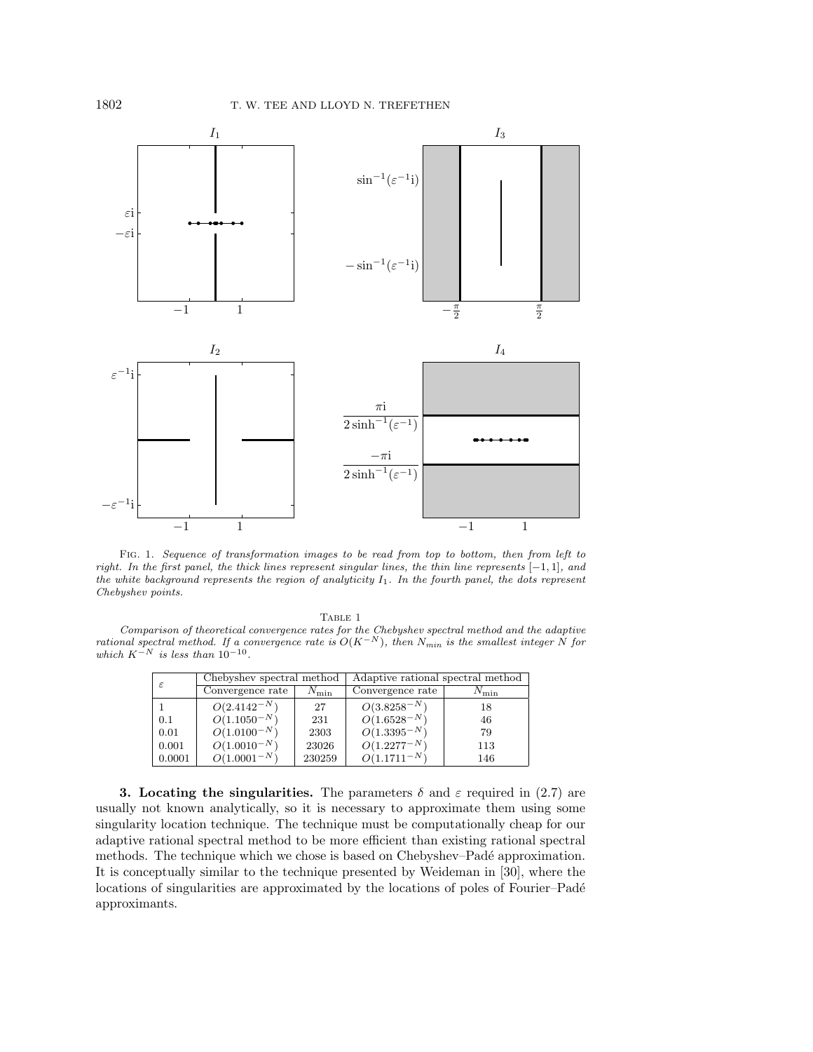Fig. 1. *Sequence of transformation images to be read from top to bottom, then from left to right. In the first panel, the thick lines represent singular lines, the thin line represents $[-1, 1]$, and the white background represents the region of analyticity $I_1$. In the fourth panel, the dots represent Chebyshev points.*

Table 1

*Comparison of theoretical convergence rates for the Chebyshev spectral method and the adaptive rational spectral method. If a convergence rate is $O(K^{-N})$, then $N_{min}$ is the smallest integer $N$ for which $K^{-N}$ is less than $10^{-10}$.*

| $\varepsilon$ | Chebyshev spectral method | | Adaptive rational spectral method | |
|---|---|---|---|---|
| | Convergence rate | $N_{\min}$ | Convergence rate | $N_{\min}$ |
| 1 | $O(2.4142^{-N})$ | 27 | $O(3.8258^{-N})$ | 18 |
| 0.1 | $O(1.1050^{-N})$ | 231 | $O(1.6528^{-N})$ | 46 |
| 0.01 | $O(1.0100^{-N})$ | 2303 | $O(1.3395^{-N})$ | 79 |
| 0.001 | $O(1.0010^{-N})$ | 23026 | $O(1.2277^{-N})$ | 113 |
| 0.0001 | $O(1.0001^{-N})$ | 230259 | $O(1.1711^{-N})$ | 146 |

**3. Locating the singularities.** The parameters $\delta$ and $\varepsilon$ required in (2.7) are usually not known analytically, so it is necessary to approximate them using some singularity location technique. The technique must be computationally cheap for our adaptive rational spectral method to be more efficient than existing rational spectral methods. The technique which we chose is based on Chebyshev–Padé approximation. It is conceptually similar to the technique presented by Weideman in [30], where the locations of singularities are approximated by the locations of poles of Fourier–Padé approximants.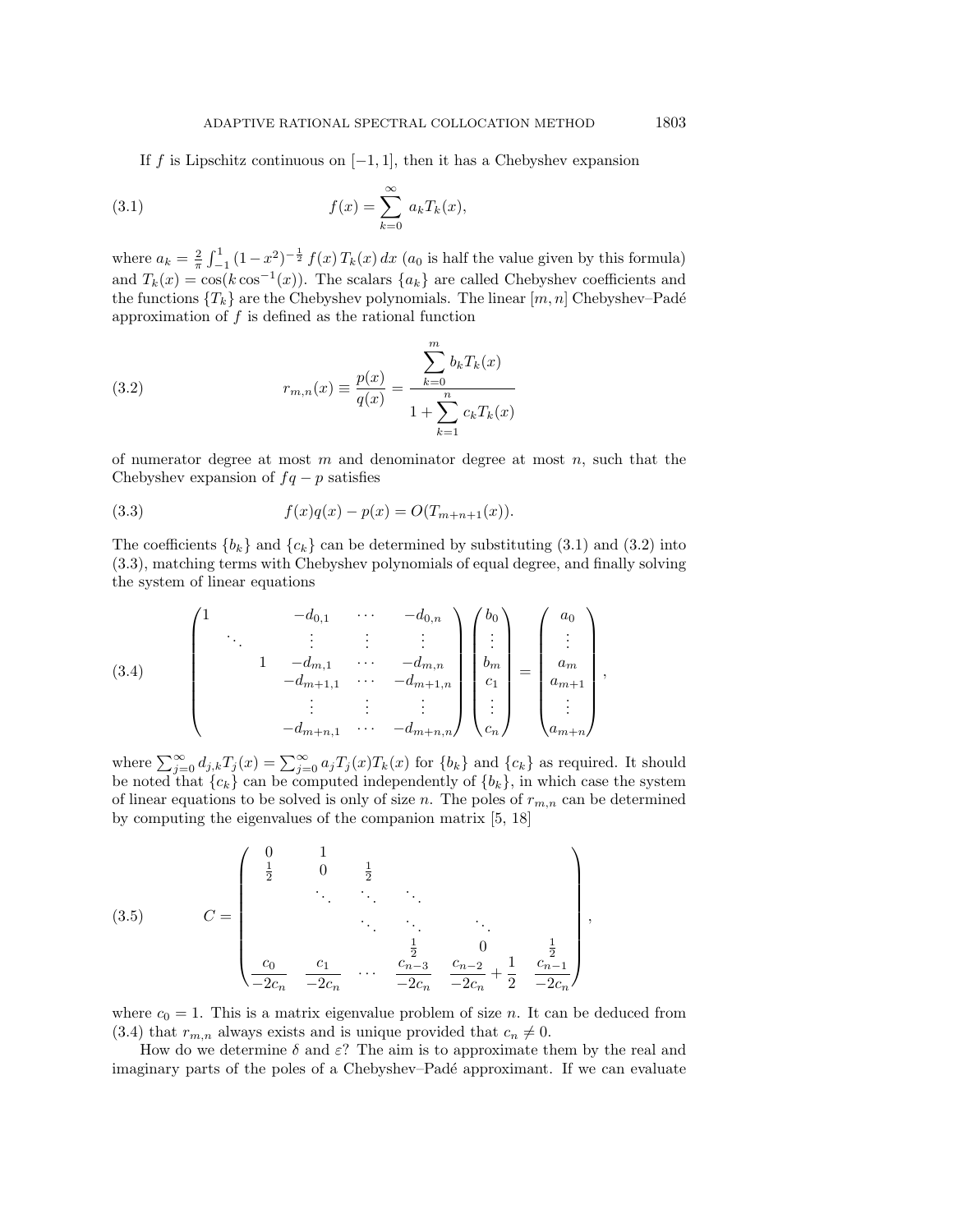If $f$ is Lipschitz continuous on $[-1, 1]$, then it has a Chebyshev expansion

$$f(x) = \sum_{k=0}^{\infty} a_k T_k(x), \tag{3.1}$$

where $a_k = \frac{2}{\pi} \int_{-1}^{1} (1 - x^2)^{-\frac{1}{2}} f(x) T_k(x)\, dx$ ($a_0$ is half the value given by this formula) and $T_k(x) = \cos(k \cos^{-1}(x))$. The scalars $\{a_k\}$ are called Chebyshev coefficients and the functions $\{T_k\}$ are the Chebyshev polynomials. The linear $[m, n]$ Chebyshev–Padé approximation of $f$ is defined as the rational function

$$r_{m,n}(x) \equiv \frac{p(x)}{q(x)} = \frac{\displaystyle\sum_{k=0}^{m} b_k T_k(x)}{1 + \displaystyle\sum_{k=1}^{n} c_k T_k(x)} \tag{3.2}$$

of numerator degree at most $m$ and denominator degree at most $n$, such that the Chebyshev expansion of $fq - p$ satisfies

$$f(x)q(x) - p(x) = O(T_{m+n+1}(x)). \tag{3.3}$$

The coefficients $\{b_k\}$ and $\{c_k\}$ can be determined by substituting (3.1) and (3.2) into (3.3), matching terms with Chebyshev polynomials of equal degree, and finally solving the system of linear equations

$$\begin{pmatrix} 1 & & & -d_{0,1} & \cdots & -d_{0,n} \\ & \ddots & & \vdots & \vdots & \vdots \\ & & 1 & -d_{m,1} & \cdots & -d_{m,n} \\ & & & -d_{m+1,1} & \cdots & -d_{m+1,n} \\ & & & \vdots & \vdots & \vdots \\ & & & -d_{m+n,1} & \cdots & -d_{m+n,n} \end{pmatrix} \begin{pmatrix} b_0 \\ \vdots \\ b_m \\ c_1 \\ \vdots \\ c_n \end{pmatrix} = \begin{pmatrix} a_0 \\ \vdots \\ a_m \\ a_{m+1} \\ \vdots \\ a_{m+n} \end{pmatrix}, \tag{3.4}$$

where $\sum_{j=0}^{\infty} d_{j,k} T_j(x) = \sum_{j=0}^{\infty} a_j T_j(x) T_k(x)$ for $\{b_k\}$ and $\{c_k\}$ as required. It should be noted that $\{c_k\}$ can be computed independently of $\{b_k\}$, in which case the system of linear equations to be solved is only of size $n$. The poles of $r_{m,n}$ can be determined by computing the eigenvalues of the companion matrix [5, 18]

$$C = \begin{pmatrix} 0 & 1 & & & & \\ \frac{1}{2} & 0 & \frac{1}{2} & & & \\ & \ddots & \ddots & \ddots & & \\ & & \ddots & \ddots & \ddots & \\ & & & \frac{1}{2} & 0 & \frac{1}{2} \\ \frac{c_0}{-2c_n} & \frac{c_1}{-2c_n} & \cdots & \frac{c_{n-3}}{-2c_n} & \frac{c_{n-2}}{-2c_n} + \frac{1}{2} & \frac{c_{n-1}}{-2c_n} \end{pmatrix}, \tag{3.5}$$

where $c_0 = 1$. This is a matrix eigenvalue problem of size $n$. It can be deduced from (3.4) that $r_{m,n}$ always exists and is unique provided that $c_n \neq 0$.

How do we determine $\delta$ and $\varepsilon$? The aim is to approximate them by the real and imaginary parts of the poles of a Chebyshev–Padé approximant. If we can evaluate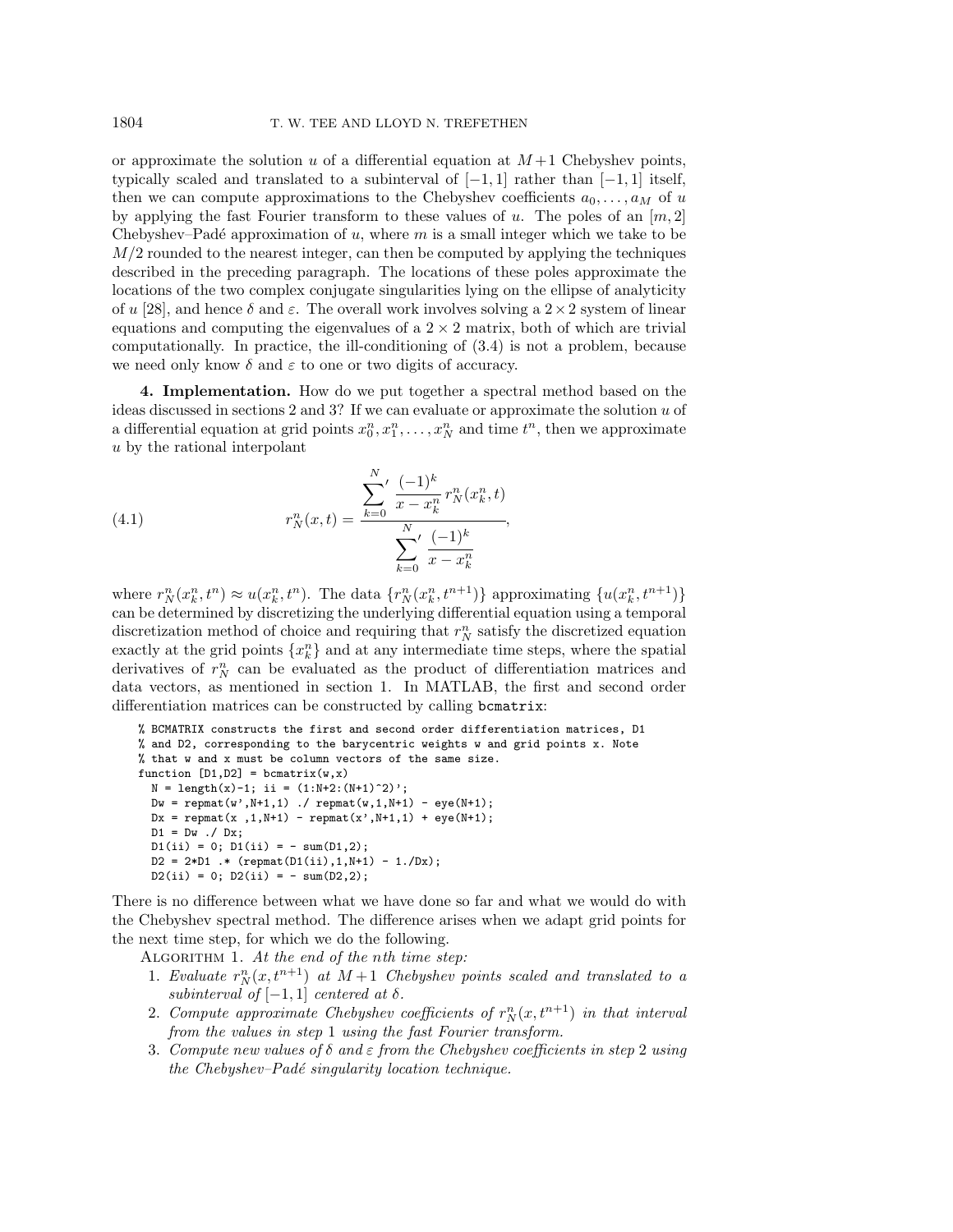or approximate the solution $u$ of a differential equation at $M+1$ Chebyshev points, typically scaled and translated to a subinterval of $[-1,1]$ rather than $[-1,1]$ itself, then we can compute approximations to the Chebyshev coefficients $a_0, \ldots, a_M$ of $u$ by applying the fast Fourier transform to these values of $u$. The poles of an $[m, 2]$ Chebyshev–Padé approximation of $u$, where $m$ is a small integer which we take to be $M/2$ rounded to the nearest integer, can then be computed by applying the techniques described in the preceding paragraph. The locations of these poles approximate the locations of the two complex conjugate singularities lying on the ellipse of analyticity of $u$ [28], and hence $\delta$ and $\varepsilon$. The overall work involves solving a $2 \times 2$ system of linear equations and computing the eigenvalues of a $2 \times 2$ matrix, both of which are trivial computationally. In practice, the ill-conditioning of (3.4) is not a problem, because we need only know $\delta$ and $\varepsilon$ to one or two digits of accuracy.

## 4. Implementation.

How do we put together a spectral method based on the ideas discussed in sections 2 and 3? If we can evaluate or approximate the solution $u$ of a differential equation at grid points $x_0^n, x_1^n, \ldots, x_N^n$ and time $t^n$, then we approximate $u$ by the rational interpolant

$$r_N^n(x,t) = \frac{\displaystyle\sum_{k=0}^{N}{}' \frac{(-1)^k}{x - x_k^n} \, r_N^n(x_k^n, t)}{\displaystyle\sum_{k=0}^{N}{}' \frac{(-1)^k}{x - x_k^n}}, \tag{4.1}$$

where $r_N^n(x_k^n, t^n) \approx u(x_k^n, t^n)$. The data $\{r_N^n(x_k^n, t^{n+1})\}$ approximating $\{u(x_k^n, t^{n+1})\}$ can be determined by discretizing the underlying differential equation using a temporal discretization method of choice and requiring that $r_N^n$ satisfy the discretized equation exactly at the grid points $\{x_k^n\}$ and at any intermediate time steps, where the spatial derivatives of $r_N^n$ can be evaluated as the product of differentiation matrices and data vectors, as mentioned in section 1. In MATLAB, the first and second order differentiation matrices can be constructed by calling `bcmatrix`:

```
% BCMATRIX constructs the first and second order differentiation matrices, D1
% and D2, corresponding to the barycentric weights w and grid points x. Note
% that w and x must be column vectors of the same size.
function [D1,D2] = bcmatrix(w,x)
  N = length(x)-1; ii = (1:N+2:(N+1)^2)';
  Dw = repmat(w',N+1,1) ./ repmat(w,1,N+1) - eye(N+1);
  Dx = repmat(x ,1,N+1) - repmat(x',N+1,1) + eye(N+1);
  D1 = Dw ./ Dx;
  D1(ii) = 0; D1(ii) = - sum(D1,2);
  D2 = 2*D1 .* (repmat(D1(ii),1,N+1) - 1./Dx);
  D2(ii) = 0; D2(ii) = - sum(D2,2);
```

There is no difference between what we have done so far and what we would do with the Chebyshev spectral method. The difference arises when we adapt grid points for the next time step, for which we do the following.

Algorithm 1. *At the end of the nth time step:*

1. *Evaluate $r_N^n(x, t^{n+1})$ at $M+1$ Chebyshev points scaled and translated to a subinterval of $[-1,1]$ centered at $\delta$.*
2. *Compute approximate Chebyshev coefficients of $r_N^n(x, t^{n+1})$ in that interval from the values in step 1 using the fast Fourier transform.*
3. *Compute new values of $\delta$ and $\varepsilon$ from the Chebyshev coefficients in step 2 using the Chebyshev–Padé singularity location technique.*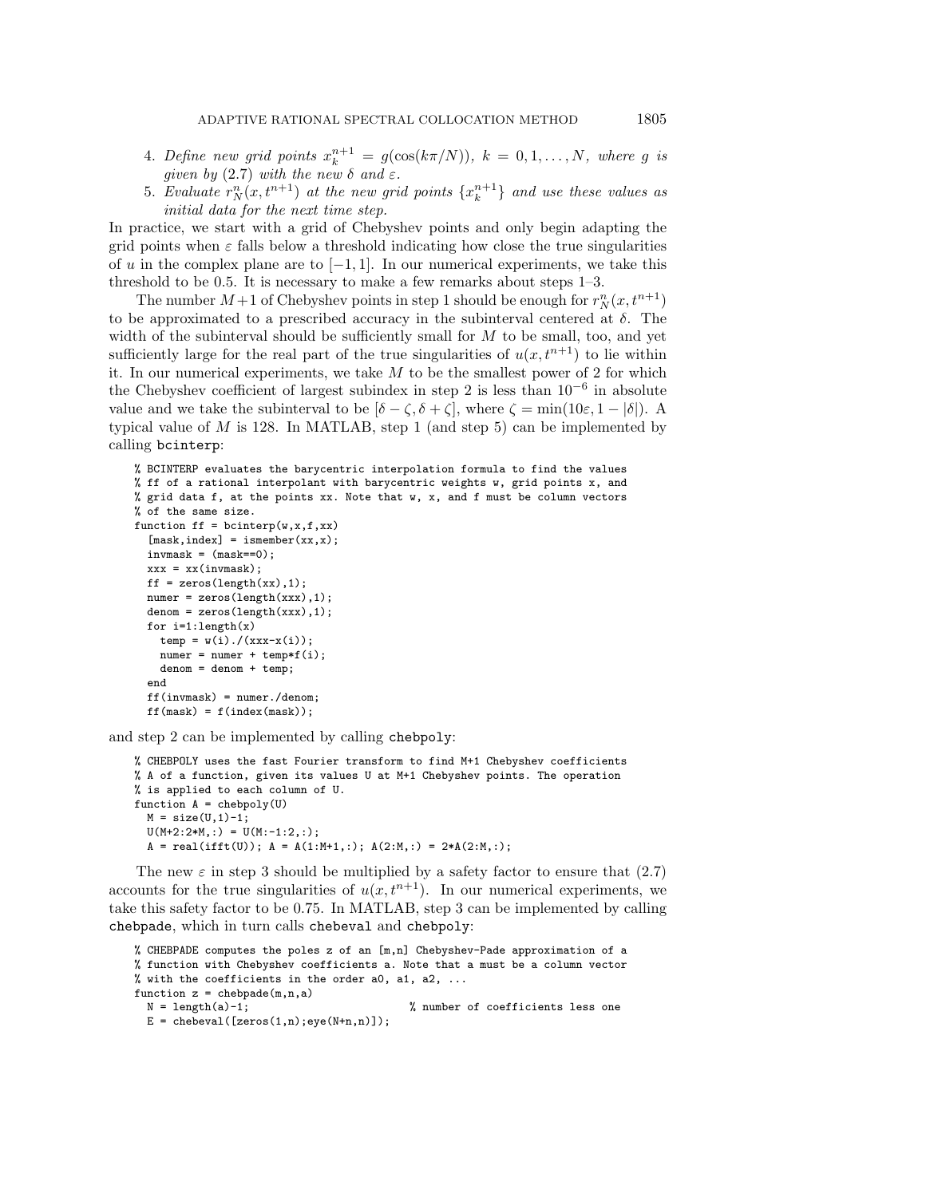4. *Define new grid points $x_k^{n+1} = g(\cos(k\pi/N))$, $k = 0, 1, \ldots, N$, where $g$ is given by (2.7) with the new $\delta$ and $\varepsilon$.*
5. *Evaluate $r_N^n(x, t^{n+1})$ at the new grid points $\{x_k^{n+1}\}$ and use these values as initial data for the next time step.*

In practice, we start with a grid of Chebyshev points and only begin adapting the grid points when $\varepsilon$ falls below a threshold indicating how close the true singularities of $u$ in the complex plane are to $[-1, 1]$. In our numerical experiments, we take this threshold to be 0.5. It is necessary to make a few remarks about steps 1–3.

The number $M+1$ of Chebyshev points in step 1 should be enough for $r_N^n(x, t^{n+1})$ to be approximated to a prescribed accuracy in the subinterval centered at $\delta$. The width of the subinterval should be sufficiently small for $M$ to be small, too, and yet sufficiently large for the real part of the true singularities of $u(x, t^{n+1})$ to lie within it. In our numerical experiments, we take $M$ to be the smallest power of 2 for which the Chebyshev coefficient of largest subindex in step 2 is less than $10^{-6}$ in absolute value and we take the subinterval to be $[\delta - \zeta, \delta + \zeta]$, where $\zeta = \min(10\varepsilon, 1 - |\delta|)$. A typical value of $M$ is 128. In MATLAB, step 1 (and step 5) can be implemented by calling `bcinterp`:

```
% BCINTERP evaluates the barycentric interpolation formula to find the values
% ff of a rational interpolant with barycentric weights w, grid points x, and
% grid data f, at the points xx. Note that w, x, and f must be column vectors
% of the same size.
function ff = bcinterp(w,x,f,xx)
  [mask,index] = ismember(xx,x);
  invmask = (mask==0);
  xxx = xx(invmask);
  ff = zeros(length(xx),1);
  numer = zeros(length(xxx),1);
  denom = zeros(length(xxx),1);
  for i=1:length(x)
    temp = w(i)./(xxx-x(i));
    numer = numer + temp*f(i);
    denom = denom + temp;
  end
  ff(invmask) = numer./denom;
  ff(mask) = f(index(mask));
```

and step 2 can be implemented by calling `chebpoly`:

```
% CHEBPOLY uses the fast Fourier transform to find M+1 Chebyshev coefficients
% A of a function, given its values U at M+1 Chebyshev points. The operation
% is applied to each column of U.
function A = chebpoly(U)
  M = size(U,1)-1;
  U(M+2:2*M,:) = U(M:-1:2,:);
  A = real(ifft(U)); A = A(1:M+1,:); A(2:M,:) = 2*A(2:M,:);
```

The new $\varepsilon$ in step 3 should be multiplied by a safety factor to ensure that (2.7) accounts for the true singularities of $u(x, t^{n+1})$. In our numerical experiments, we take this safety factor to be 0.75. In MATLAB, step 3 can be implemented by calling `chebpade`, which in turn calls `chebeval` and `chebpoly`:

```
% CHEBPADE computes the poles z of an [m,n] Chebyshev-Pade approximation of a
% function with Chebyshev coefficients a. Note that a must be a column vector
% with the coefficients in the order a0, a1, a2, ...
function z = chebpade(m,n,a)
  N = length(a)-1;                         % number of coefficients less one
  E = chebeval([zeros(1,n);eye(N+n,n)]);
```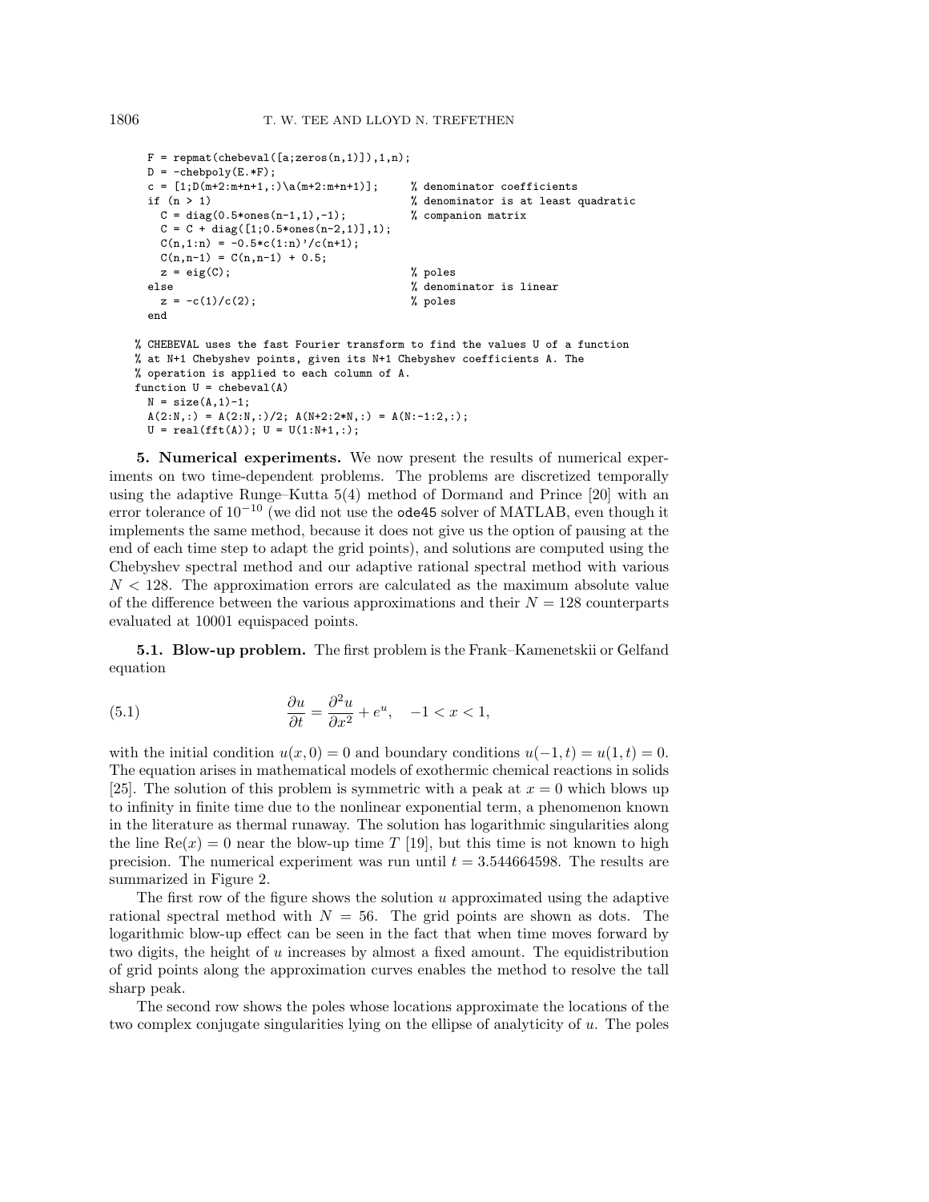```
  F = repmat(chebeval([a;zeros(n,1)]),1,n);
  D = -chebpoly(E.*F);
  c = [1;D(m+2:m+n+1,:)\a(m+2:m+n+1)];     % denominator coefficients
  if (n > 1)                                % denominator is at least quadratic
    C = diag(0.5*ones(n-1,1),-1);           % companion matrix
    C = C + diag([1;0.5*ones(n-2,1)],1);
    C(n,1:n) = -0.5*c(1:n)'/c(n+1);
    C(n,n-1) = C(n,n-1) + 0.5;
    z = eig(C);                             % poles
  else                                      % denominator is linear
    z = -c(1)/c(2);                         % poles
  end

% CHEBEVAL uses the fast Fourier transform to find the values U of a function
% at N+1 Chebyshev points, given its N+1 Chebyshev coefficients A. The
% operation is applied to each column of A.
function U = chebeval(A)
  N = size(A,1)-1;
  A(2:N,:) = A(2:N,:)/2; A(N+2:2*N,:) = A(N:-1:2,:);
  U = real(fft(A)); U = U(1:N+1,:);
```

**5. Numerical experiments.** We now present the results of numerical experiments on two time-dependent problems. The problems are discretized temporally using the adaptive Runge–Kutta 5(4) method of Dormand and Prince [20] with an error tolerance of $10^{-10}$ (we did not use the `ode45` solver of MATLAB, even though it implements the same method, because it does not give us the option of pausing at the end of each time step to adapt the grid points), and solutions are computed using the Chebyshev spectral method and our adaptive rational spectral method with various $N < 128$. The approximation errors are calculated as the maximum absolute value of the difference between the various approximations and their $N = 128$ counterparts evaluated at 10001 equispaced points.

**5.1. Blow-up problem.** The first problem is the Frank–Kamenetskii or Gelfand equation

$$\frac{\partial u}{\partial t} = \frac{\partial^2 u}{\partial x^2} + e^u, \quad -1 < x < 1, \tag{5.1}$$

with the initial condition $u(x, 0) = 0$ and boundary conditions $u(-1, t) = u(1, t) = 0$. The equation arises in mathematical models of exothermic chemical reactions in solids [25]. The solution of this problem is symmetric with a peak at $x = 0$ which blows up to infinity in finite time due to the nonlinear exponential term, a phenomenon known in the literature as thermal runaway. The solution has logarithmic singularities along the line $\mathrm{Re}(x) = 0$ near the blow-up time $T$ [19], but this time is not known to high precision. The numerical experiment was run until $t = 3.544664598$. The results are summarized in Figure 2.

The first row of the figure shows the solution $u$ approximated using the adaptive rational spectral method with $N = 56$. The grid points are shown as dots. The logarithmic blow-up effect can be seen in the fact that when time moves forward by two digits, the height of $u$ increases by almost a fixed amount. The equidistribution of grid points along the approximation curves enables the method to resolve the tall sharp peak.

The second row shows the poles whose locations approximate the locations of the two complex conjugate singularities lying on the ellipse of analyticity of $u$. The poles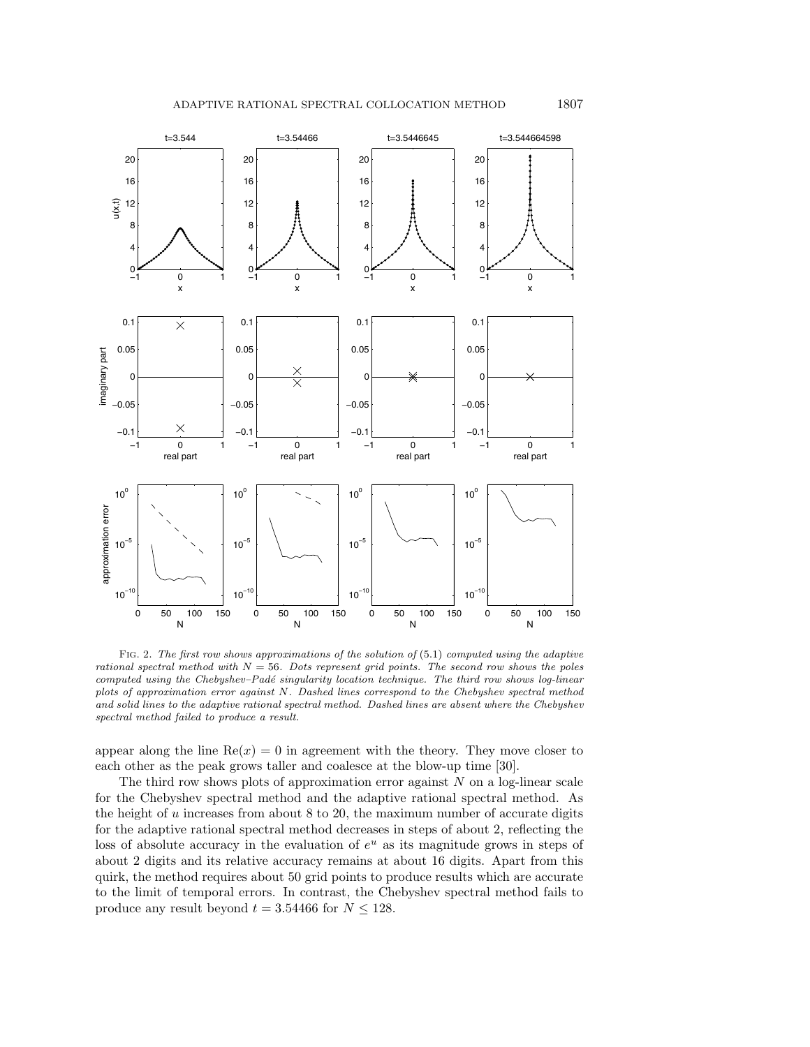FIG. 2. *The first row shows approximations of the solution of* (5.1) *computed using the adaptive rational spectral method with $N = 56$. Dots represent grid points. The second row shows the poles computed using the Chebyshev–Padé singularity location technique. The third row shows log-linear plots of approximation error against $N$. Dashed lines correspond to the Chebyshev spectral method and solid lines to the adaptive rational spectral method. Dashed lines are absent where the Chebyshev spectral method failed to produce a result.*

appear along the line $\mathrm{Re}(x) = 0$ in agreement with the theory. They move closer to each other as the peak grows taller and coalesce at the blow-up time [30].

The third row shows plots of approximation error against $N$ on a log-linear scale for the Chebyshev spectral method and the adaptive rational spectral method. As the height of $u$ increases from about 8 to 20, the maximum number of accurate digits for the adaptive rational spectral method decreases in steps of about 2, reflecting the loss of absolute accuracy in the evaluation of $e^u$ as its magnitude grows in steps of about 2 digits and its relative accuracy remains at about 16 digits. Apart from this quirk, the method requires about 50 grid points to produce results which are accurate to the limit of temporal errors. In contrast, the Chebyshev spectral method fails to produce any result beyond $t = 3.54466$ for $N \leq 128$.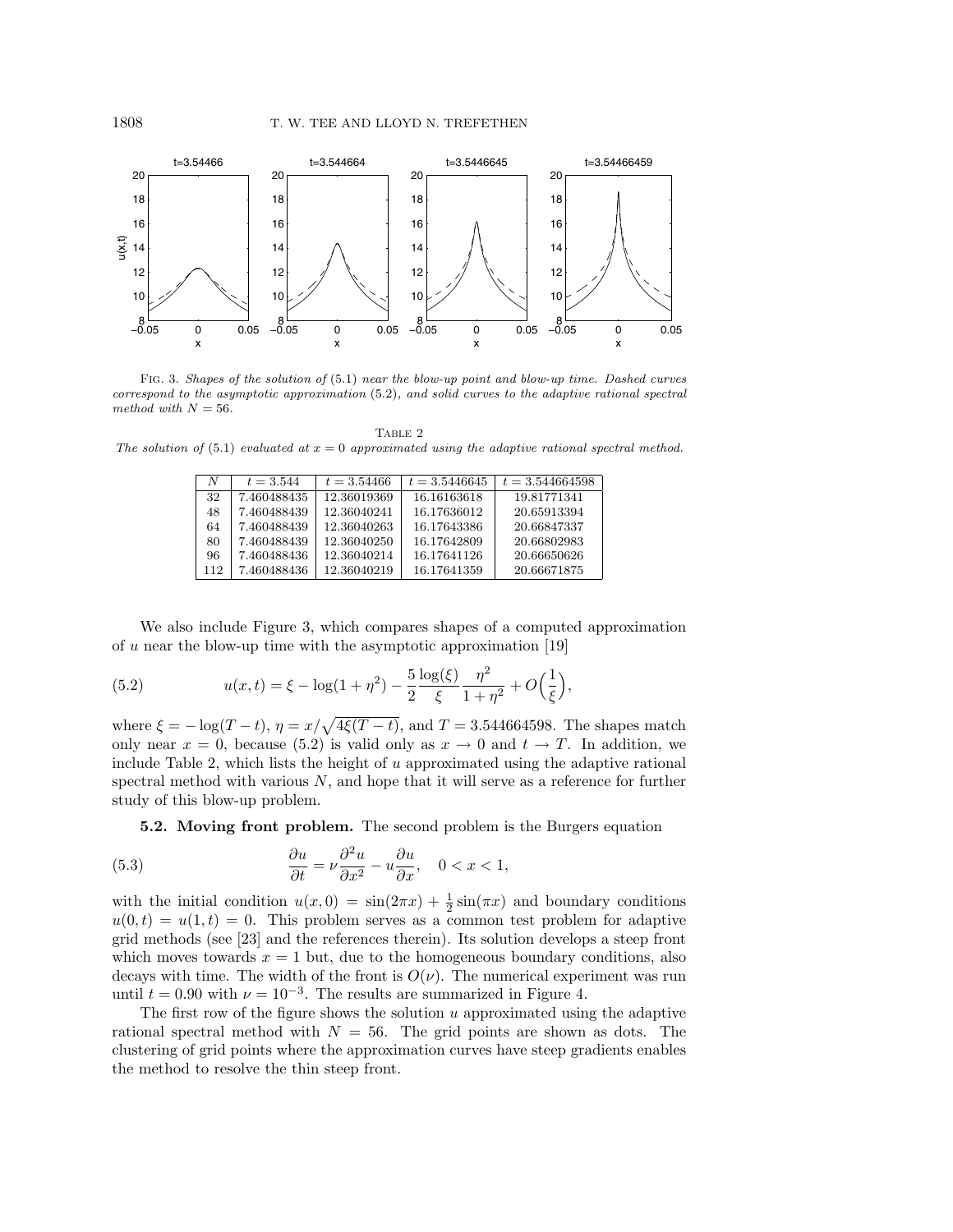FIG. 3. *Shapes of the solution of* (5.1) *near the blow-up point and blow-up time. Dashed curves correspond to the asymptotic approximation* (5.2)*, and solid curves to the adaptive rational spectral method with $N = 56$.*

TABLE 2
*The solution of* (5.1) *evaluated at $x = 0$ approximated using the adaptive rational spectral method.*

| $N$ | $t = 3.544$ | $t = 3.54466$ | $t = 3.5446645$ | $t = 3.544664598$ |
|---|---|---|---|---|
| 32 | 7.460488435 | 12.36019369 | 16.16163618 | 19.81771341 |
| 48 | 7.460488439 | 12.36040241 | 16.17636012 | 20.65913394 |
| 64 | 7.460488439 | 12.36040263 | 16.17643386 | 20.66847337 |
| 80 | 7.460488439 | 12.36040250 | 16.17642809 | 20.66802983 |
| 96 | 7.460488436 | 12.36040214 | 16.17641126 | 20.66650626 |
| 112 | 7.460488436 | 12.36040219 | 16.17641359 | 20.66671875 |

We also include Figure 3, which compares shapes of a computed approximation of $u$ near the blow-up time with the asymptotic approximation [19]

$$u(x,t) = \xi - \log(1+\eta^2) - \frac{5}{2}\frac{\log(\xi)}{\xi}\frac{\eta^2}{1+\eta^2} + O\Big(\frac{1}{\xi}\Big), \tag{5.2}$$

where $\xi = -\log(T-t)$, $\eta = x/\sqrt{4\xi(T-t)}$, and $T = 3.544664598$. The shapes match only near $x = 0$, because (5.2) is valid only as $x \to 0$ and $t \to T$. In addition, we include Table 2, which lists the height of $u$ approximated using the adaptive rational spectral method with various $N$, and hope that it will serve as a reference for further study of this blow-up problem.

**5.2. Moving front problem.** The second problem is the Burgers equation

$$\frac{\partial u}{\partial t} = \nu \frac{\partial^2 u}{\partial x^2} - u\frac{\partial u}{\partial x}, \quad 0 < x < 1, \tag{5.3}$$

with the initial condition $u(x,0) = \sin(2\pi x) + \frac{1}{2}\sin(\pi x)$ and boundary conditions $u(0,t) = u(1,t) = 0$. This problem serves as a common test problem for adaptive grid methods (see [23] and the references therein). Its solution develops a steep front which moves towards $x = 1$ but, due to the homogeneous boundary conditions, also decays with time. The width of the front is $O(\nu)$. The numerical experiment was run until $t = 0.90$ with $\nu = 10^{-3}$. The results are summarized in Figure 4.

The first row of the figure shows the solution $u$ approximated using the adaptive rational spectral method with $N = 56$. The grid points are shown as dots. The clustering of grid points where the approximation curves have steep gradients enables the method to resolve the thin steep front.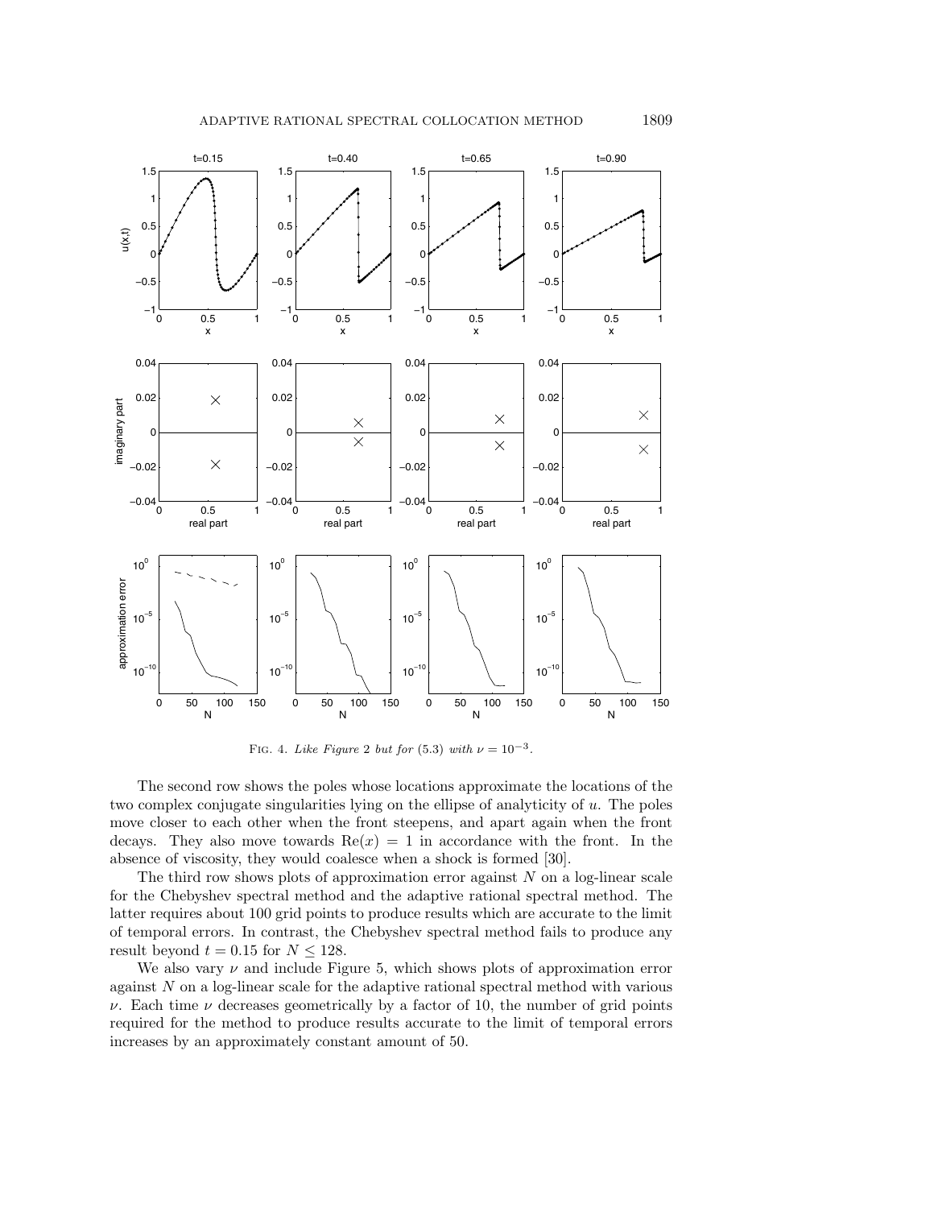FIG. 4. *Like Figure 2 but for (5.3) with $\nu = 10^{-3}$.*

The second row shows the poles whose locations approximate the locations of the two complex conjugate singularities lying on the ellipse of analyticity of $u$. The poles move closer to each other when the front steepens, and apart again when the front decays. They also move towards $\mathrm{Re}(x) = 1$ in accordance with the front. In the absence of viscosity, they would coalesce when a shock is formed [30].

The third row shows plots of approximation error against $N$ on a log-linear scale for the Chebyshev spectral method and the adaptive rational spectral method. The latter requires about 100 grid points to produce results which are accurate to the limit of temporal errors. In contrast, the Chebyshev spectral method fails to produce any result beyond $t = 0.15$ for $N \leq 128$.

We also vary $\nu$ and include Figure 5, which shows plots of approximation error against $N$ on a log-linear scale for the adaptive rational spectral method with various $\nu$. Each time $\nu$ decreases geometrically by a factor of 10, the number of grid points required for the method to produce results accurate to the limit of temporal errors increases by an approximately constant amount of 50.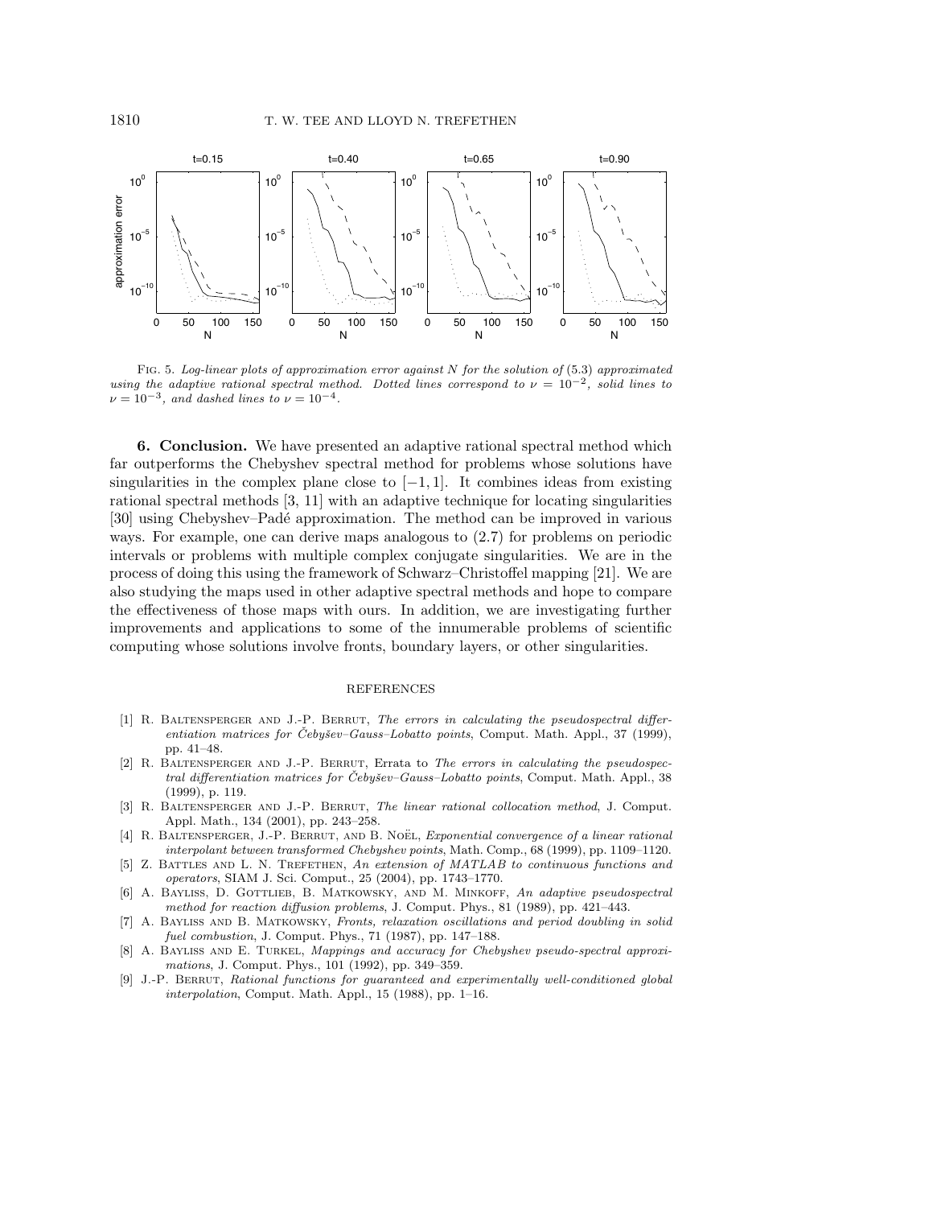Fig. 5. *Log-linear plots of approximation error against N for the solution of* (5.3) *approximated using the adaptive rational spectral method. Dotted lines correspond to* $\nu = 10^{-2}$*, solid lines to* $\nu = 10^{-3}$*, and dashed lines to* $\nu = 10^{-4}$.

**6. Conclusion.** We have presented an adaptive rational spectral method which far outperforms the Chebyshev spectral method for problems whose solutions have singularities in the complex plane close to $[-1, 1]$. It combines ideas from existing rational spectral methods [3, 11] with an adaptive technique for locating singularities [30] using Chebyshev–Padé approximation. The method can be improved in various ways. For example, one can derive maps analogous to (2.7) for problems on periodic intervals or problems with multiple complex conjugate singularities. We are in the process of doing this using the framework of Schwarz–Christoffel mapping [21]. We are also studying the maps used in other adaptive spectral methods and hope to compare the effectiveness of those maps with ours. In addition, we are investigating further improvements and applications to some of the innumerable problems of scientific computing whose solutions involve fronts, boundary layers, or other singularities.

## REFERENCES

[1] R. Baltensperger and J.-P. Berrut, *The errors in calculating the pseudospectral differentiation matrices for Čebyšev–Gauss–Lobatto points*, Comput. Math. Appl., 37 (1999), pp. 41–48.

[2] R. Baltensperger and J.-P. Berrut, Errata to *The errors in calculating the pseudospectral differentiation matrices for Čebyšev–Gauss–Lobatto points*, Comput. Math. Appl., 38 (1999), p. 119.

[3] R. Baltensperger and J.-P. Berrut, *The linear rational collocation method*, J. Comput. Appl. Math., 134 (2001), pp. 243–258.

[4] R. Baltensperger, J.-P. Berrut, and B. Noël, *Exponential convergence of a linear rational interpolant between transformed Chebyshev points*, Math. Comp., 68 (1999), pp. 1109–1120.

[5] Z. Battles and L. N. Trefethen, *An extension of MATLAB to continuous functions and operators*, SIAM J. Sci. Comput., 25 (2004), pp. 1743–1770.

[6] A. Bayliss, D. Gottlieb, B. Matkowsky, and M. Minkoff, *An adaptive pseudospectral method for reaction diffusion problems*, J. Comput. Phys., 81 (1989), pp. 421–443.

[7] A. Bayliss and B. Matkowsky, *Fronts, relaxation oscillations and period doubling in solid fuel combustion*, J. Comput. Phys., 71 (1987), pp. 147–188.

[8] A. Bayliss and E. Turkel, *Mappings and accuracy for Chebyshev pseudo-spectral approximations*, J. Comput. Phys., 101 (1992), pp. 349–359.

[9] J.-P. Berrut, *Rational functions for guaranteed and experimentally well-conditioned global interpolation*, Comput. Math. Appl., 15 (1988), pp. 1–16.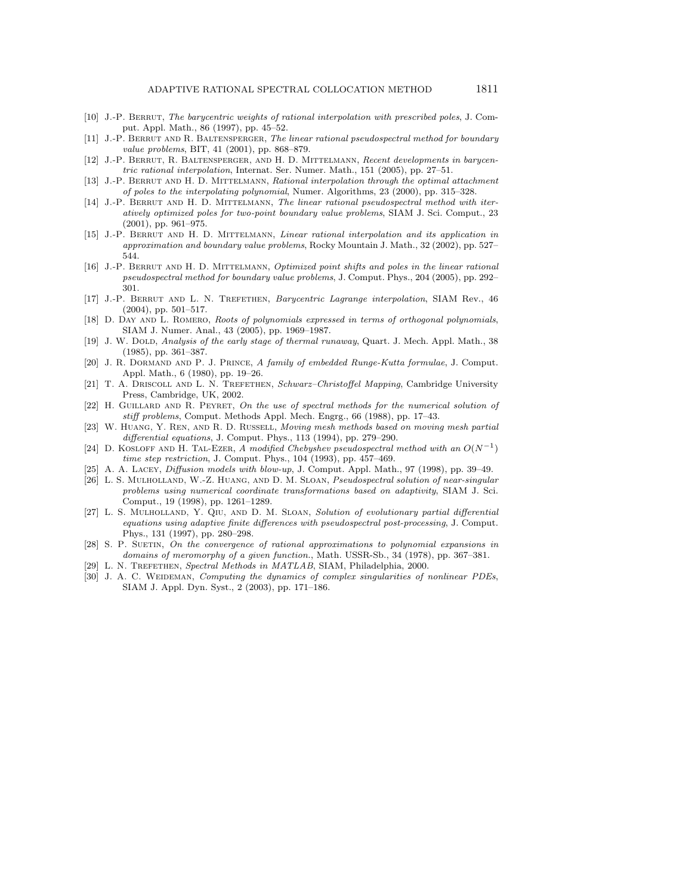[10] J.-P. Berrut, *The barycentric weights of rational interpolation with prescribed poles*, J. Comput. Appl. Math., 86 (1997), pp. 45–52.

[11] J.-P. Berrut and R. Baltensperger, *The linear rational pseudospectral method for boundary value problems*, BIT, 41 (2001), pp. 868–879.

[12] J.-P. Berrut, R. Baltensperger, and H. D. Mittelmann, *Recent developments in barycentric rational interpolation*, Internat. Ser. Numer. Math., 151 (2005), pp. 27–51.

[13] J.-P. Berrut and H. D. Mittelmann, *Rational interpolation through the optimal attachment of poles to the interpolating polynomial*, Numer. Algorithms, 23 (2000), pp. 315–328.

[14] J.-P. Berrut and H. D. Mittelmann, *The linear rational pseudospectral method with iteratively optimized poles for two-point boundary value problems*, SIAM J. Sci. Comput., 23 (2001), pp. 961–975.

[15] J.-P. Berrut and H. D. Mittelmann, *Linear rational interpolation and its application in approximation and boundary value problems*, Rocky Mountain J. Math., 32 (2002), pp. 527–544.

[16] J.-P. Berrut and H. D. Mittelmann, *Optimized point shifts and poles in the linear rational pseudospectral method for boundary value problems*, J. Comput. Phys., 204 (2005), pp. 292–301.

[17] J.-P. Berrut and L. N. Trefethen, *Barycentric Lagrange interpolation*, SIAM Rev., 46 (2004), pp. 501–517.

[18] D. Day and L. Romero, *Roots of polynomials expressed in terms of orthogonal polynomials*, SIAM J. Numer. Anal., 43 (2005), pp. 1969–1987.

[19] J. W. Dold, *Analysis of the early stage of thermal runaway*, Quart. J. Mech. Appl. Math., 38 (1985), pp. 361–387.

[20] J. R. Dormand and P. J. Prince, *A family of embedded Runge-Kutta formulae*, J. Comput. Appl. Math., 6 (1980), pp. 19–26.

[21] T. A. Driscoll and L. N. Trefethen, *Schwarz–Christoffel Mapping*, Cambridge University Press, Cambridge, UK, 2002.

[22] H. Guillard and R. Peyret, *On the use of spectral methods for the numerical solution of stiff problems*, Comput. Methods Appl. Mech. Engrg., 66 (1988), pp. 17–43.

[23] W. Huang, Y. Ren, and R. D. Russell, *Moving mesh methods based on moving mesh partial differential equations*, J. Comput. Phys., 113 (1994), pp. 279–290.

[24] D. Kosloff and H. Tal-Ezer, *A modified Chebyshev pseudospectral method with an $O(N^{-1})$ time step restriction*, J. Comput. Phys., 104 (1993), pp. 457–469.

[25] A. A. Lacey, *Diffusion models with blow-up*, J. Comput. Appl. Math., 97 (1998), pp. 39–49.

[26] L. S. Mulholland, W.-Z. Huang, and D. M. Sloan, *Pseudospectral solution of near-singular problems using numerical coordinate transformations based on adaptivity*, SIAM J. Sci. Comput., 19 (1998), pp. 1261–1289.

[27] L. S. Mulholland, Y. Qiu, and D. M. Sloan, *Solution of evolutionary partial differential equations using adaptive finite differences with pseudospectral post-processing*, J. Comput. Phys., 131 (1997), pp. 280–298.

[28] S. P. Suetin, *On the convergence of rational approximations to polynomial expansions in domains of meromorphy of a given function.*, Math. USSR-Sb., 34 (1978), pp. 367–381.

[29] L. N. Trefethen, *Spectral Methods in MATLAB*, SIAM, Philadelphia, 2000.

[30] J. A. C. Weideman, *Computing the dynamics of complex singularities of nonlinear PDEs*, SIAM J. Appl. Dyn. Syst., 2 (2003), pp. 171–186.